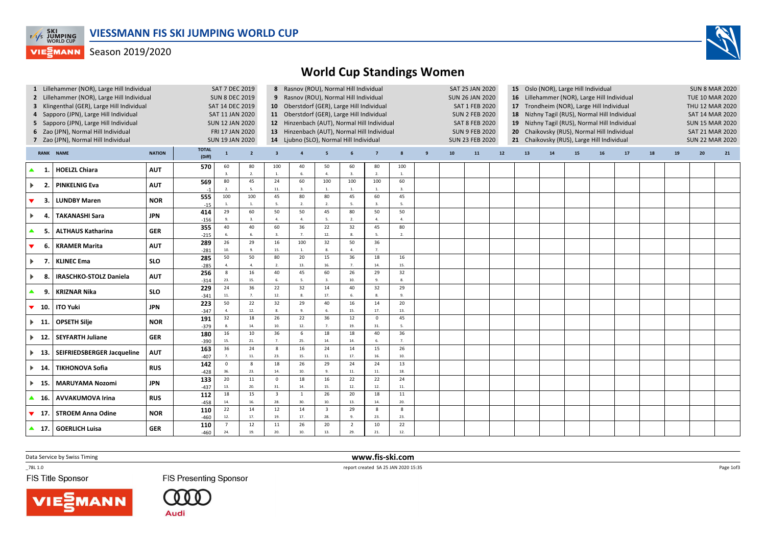# VIESSMANN FIS SKI JUMPING WORLD CUP

Season 2019/2020

## World Cup Standings Women

| | | |
|---|---|---|
| 1 Lillehammer (NOR), Large Hill Individual | SAT 7 DEC 2019 | |
| 2 Lillehammer (NOR), Large Hill Individual | SUN 8 DEC 2019 | |
| 3 Klingenthal (GER), Large Hill Individual | SAT 14 DEC 2019 | |
| 4 Sapporo (JPN), Large Hill Individual | SAT 11 JAN 2020 | |
| 5 Sapporo (JPN), Large Hill Individual | SUN 12 JAN 2020 | |
| 6 Zao (JPN), Normal Hill Individual | FRI 17 JAN 2020 | |
| 7 Zao (JPN), Normal Hill Individual | SUN 19 JAN 2020 | |
| 8 Rasnov (ROU), Normal Hill Individual | SAT 25 JAN 2020 | |
| 9 Rasnov (ROU), Normal Hill Individual | SUN 26 JAN 2020 | |
| 10 Oberstdorf (GER), Large Hill Individual | SAT 1 FEB 2020 | |
| 11 Oberstdorf (GER), Large Hill Individual | SUN 2 FEB 2020 | |
| 12 Hinzenbach (AUT), Normal Hill Individual | SAT 8 FEB 2020 | |
| 13 Hinzenbach (AUT), Normal Hill Individual | SUN 9 FEB 2020 | |
| 14 Ljubno (SLO), Normal Hill Individual | SUN 23 FEB 2020 | |
| 15 Oslo (NOR), Large Hill Individual | SUN 8 MAR 2020 | |
| 16 Lillehammer (NOR), Large Hill Individual | TUE 10 MAR 2020 | |
| 17 Trondheim (NOR), Large Hill Individual | THU 12 MAR 2020 | |
| 18 Nizhny Tagil (RUS), Normal Hill Individual | SAT 14 MAR 2020 | |
| 19 Nizhny Tagil (RUS), Normal Hill Individual | SUN 15 MAR 2020 | |
| 20 Chaikovsky (RUS), Normal Hill Individual | SAT 21 MAR 2020 | |
| 21 Chaikovsky (RUS), Large Hill Individual | SUN 22 MAR 2020 | |

| RANK | NAME | NATION | TOTAL (Diff) | 1 | 2 | 3 | 4 | 5 | 6 | 7 | 8 | 9 | 10 | 11 | 12 | 13 | 14 | 15 | 16 | 17 | 18 | 19 | 20 | 21 |
|---|---|---|---|---|---|---|---|---|---|---|---|---|---|---|---|---|---|---|---|---|---|---|---|---|
| ▲ 1. | HOELZL Chiara | AUT | 570 | 60 3. | 80 2. | 100 1. | 40 6. | 50 4. | 60 3. | 80 2. | 100 1. | | | | | | | | | | | | | |
| ▶ 2. | PINKELNIG Eva | AUT | 569 -1 | 80 2. | 45 5. | 24 11. | 60 3. | 100 1. | 100 1. | 100 1. | 60 3. | | | | | | | | | | | | | |
| ▼ 3. | LUNDBY Maren | NOR | 555 -15 | 100 1. | 100 1. | 45 5. | 80 2. | 80 2. | 45 5. | 60 3. | 45 5. | | | | | | | | | | | | | |
| ▶ 4. | TAKANASHI Sara | JPN | 414 -156 | 29 9. | 60 3. | 50 4. | 50 4. | 45 5. | 80 2. | 50 4. | 50 4. | | | | | | | | | | | | | |
| ▲ 5. | ALTHAUS Katharina | GER | 355 -215 | 40 6. | 40 6. | 60 3. | 36 7. | 22 12. | 32 8. | 45 5. | 80 2. | | | | | | | | | | | | | |
| ▼ 6. | KRAMER Marita | AUT | 289 -281 | 26 10. | 29 9. | 16 15. | 100 1. | 32 8. | 50 4. | 36 7. | | | | | | | | | | | | | | |
| ▶ 7. | KLINEC Ema | SLO | 285 -285 | 50 4. | 50 4. | 80 2. | 20 13. | 15 16. | 36 7. | 18 14. | 16 15. | | | | | | | | | | | | | |
| ▶ 8. | IRASCHKO-STOLZ Daniela | AUT | 256 -314 | 8 23. | 16 15. | 40 6. | 45 5. | 60 3. | 26 10. | 29 9. | 32 8. | | | | | | | | | | | | | |
| ▲ 9. | KRIZNAR Nika | SLO | 229 -341 | 24 11. | 36 7. | 22 12. | 32 8. | 14 17. | 40 6. | 32 8. | 29 9. | | | | | | | | | | | | | |
| ▼ 10. | ITO Yuki | JPN | 223 -347 | 50 4. | 22 12. | 32 8. | 29 9. | 40 6. | 16 15. | 14 17. | 20 13. | | | | | | | | | | | | | |
| ▶ 11. | OPSETH Silje | NOR | 191 -379 | 32 8. | 18 14. | 26 10. | 22 12. | 36 7. | 12 19. | 0 31. | 45 5. | | | | | | | | | | | | | |
| ▶ 12. | SEYFARTH Juliane | GER | 180 -390 | 16 15. | 10 21. | 36 7. | 6 25. | 18 14. | 18 14. | 40 6. | 36 7. | | | | | | | | | | | | | |
| ▶ 13. | SEIFRIEDSBERGER Jacqueline | AUT | 163 -407 | 36 7. | 24 11. | 8 23. | 16 15. | 24 11. | 14 17. | 15 16. | 26 10. | | | | | | | | | | | | | |
| ▶ 14. | TIKHONOVA Sofia | RUS | 142 -428 | 0 36. | 8 23. | 18 14. | 26 10. | 29 9. | 24 11. | 24 11. | 13 18. | | | | | | | | | | | | | |
| ▶ 15. | MARUYAMA Nozomi | JPN | 133 -437 | 20 13. | 11 20. | 0 31. | 18 14. | 16 15. | 22 12. | 22 12. | 24 11. | | | | | | | | | | | | | |
| ▲ 16. | AVVAKUMOVA Irina | RUS | 112 -458 | 18 14. | 15 16. | 3 28. | 1 30. | 26 10. | 20 13. | 18 14. | 11 20. | | | | | | | | | | | | | |
| ▼ 17. | STROEM Anna Odine | NOR | 110 -460 | 22 12. | 14 17. | 12 19. | 14 17. | 3 28. | 29 9. | 8 23. | 8 23. | | | | | | | | | | | | | |
| ▲ 17. | GOERLICH Luisa | GER | 110 -460 | 7 24. | 12 19. | 11 20. | 26 10. | 20 13. | 2 29. | 10 21. | 22 12. | | | | | | | | | | | | | |

Data Service by Swiss Timing

www.fis-ski.com

_78L 1.0

report created SA 25 JAN 2020 15:35

FIS Title Sponsor

FIS Presenting Sponsor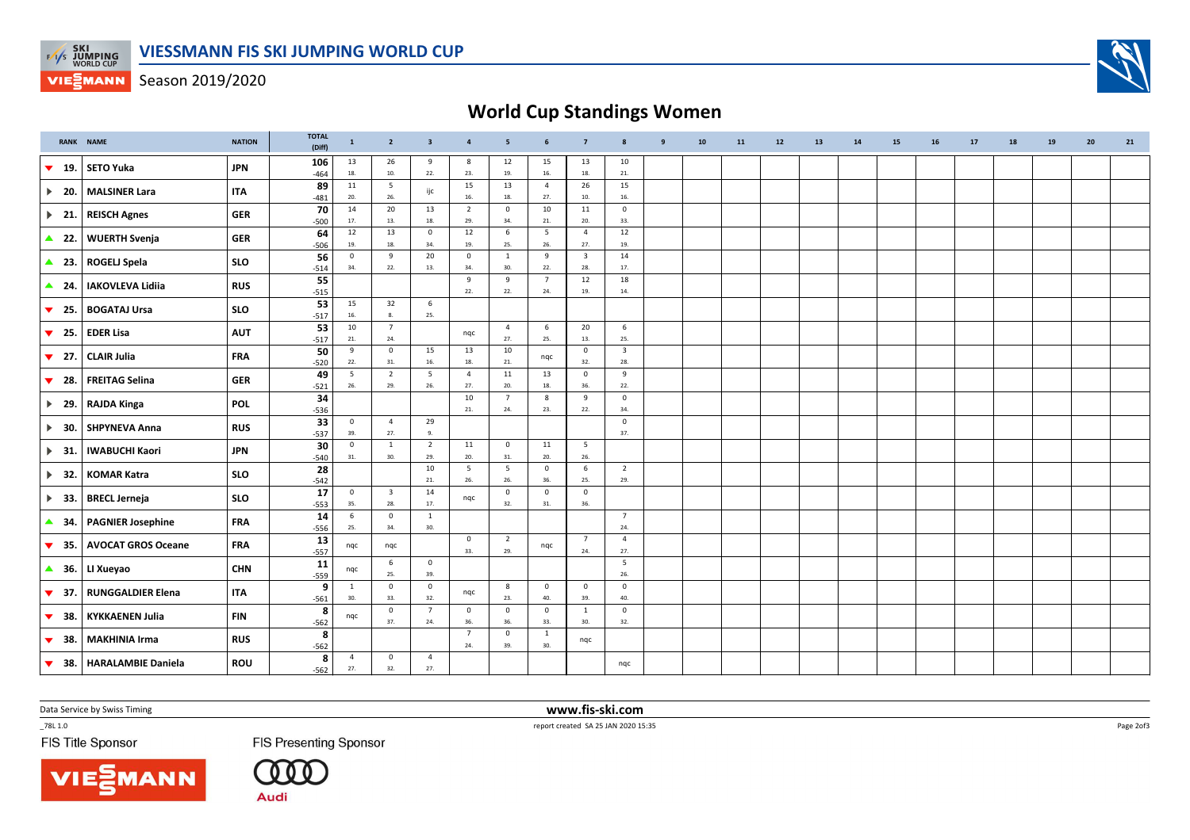# VIESSMANN FIS SKI JUMPING WORLD CUP

Season 2019/2020

## World Cup Standings Women

| RANK | NAME | NATION | TOTAL (Diff) | 1 | 2 | 3 | 4 | 5 | 6 | 7 | 8 | 9 | 10 | 11 | 12 | 13 | 14 | 15 | 16 | 17 | 18 | 19 | 20 | 21 |
|---|---|---|---|---|---|---|---|---|---|---|---|---|---|---|---|---|---|---|---|---|---|---|---|---|
| ▼ 19. | SETO Yuka | JPN | 106 -464 | 13 18. | 26 10. | 9 22. | 8 23. | 12 19. | 15 16. | 13 18. | 10 21. | | | | | | | | | | | | | |
| ▶ 20. | MALSINER Lara | ITA | 89 -481 | 11 20. | 5 26. | ijc | 15 16. | 13 18. | 4 27. | 26 10. | 15 16. | | | | | | | | | | | | | |
| ▶ 21. | REISCH Agnes | GER | 70 -500 | 14 17. | 20 13. | 13 18. | 2 29. | 0 34. | 10 21. | 11 20. | 0 33. | | | | | | | | | | | | | |
| ▲ 22. | WUERTH Svenja | GER | 64 -506 | 12 19. | 13 18. | 0 34. | 12 19. | 6 25. | 5 26. | 4 27. | 12 19. | | | | | | | | | | | | | |
| ▲ 23. | ROGELJ Spela | SLO | 56 -514 | 0 34. | 9 22. | 20 13. | 0 34. | 1 30. | 9 22. | 3 28. | 14 17. | | | | | | | | | | | | | |
| ▲ 24. | IAKOVLEVA Lidiia | RUS | 55 -515 | | | | 9 22. | 9 22. | 7 24. | 12 19. | 18 14. | | | | | | | | | | | | | |
| ▼ 25. | BOGATAJ Ursa | SLO | 53 -517 | 15 16. | 32 8. | 6 25. | | | | | | | | | | | | | | | | | | |
| ▼ 25. | EDER Lisa | AUT | 53 -517 | 10 21. | 7 24. | | nqc | 4 27. | 6 25. | 20 13. | 6 25. | | | | | | | | | | | | | |
| ▼ 27. | CLAIR Julia | FRA | 50 -520 | 9 22. | 0 31. | 15 16. | 13 18. | 10 21. | nqc | 0 32. | 3 28. | | | | | | | | | | | | | |
| ▼ 28. | FREITAG Selina | GER | 49 -521 | 5 26. | 2 29. | 5 26. | 4 27. | 11 20. | 13 18. | 0 36. | 9 22. | | | | | | | | | | | | | |
| ▶ 29. | RAJDA Kinga | POL | 34 -536 | | | | 10 21. | 7 24. | 8 23. | 9 22. | 0 34. | | | | | | | | | | | | | |
| ▶ 30. | SHPYNEVA Anna | RUS | 33 -537 | 0 39. | 4 27. | 29 9. | | | | | 0 37. | | | | | | | | | | | | | |
| ▶ 31. | IWABUCHI Kaori | JPN | 30 -540 | 0 31. | 1 30. | 2 29. | 11 20. | 0 31. | 11 20. | 5 26. | | | | | | | | | | | | | | |
| ▶ 32. | KOMAR Katra | SLO | 28 -542 | | | 10 21. | 5 26. | 5 26. | 0 36. | 6 25. | 2 29. | | | | | | | | | | | | | |
| ▶ 33. | BRECL Jerneja | SLO | 17 -553 | 0 35. | 3 28. | 14 17. | nqc | 0 32. | 0 31. | 0 36. | | | | | | | | | | | | | | |
| ▲ 34. | PAGNIER Josephine | FRA | 14 -556 | 6 25. | 0 34. | 1 30. | | | | | 7 24. | | | | | | | | | | | | | |
| ▼ 35. | AVOCAT GROS Oceane | FRA | 13 -557 | nqc | nqc | | 0 33. | 2 29. | nqc | 7 24. | 4 27. | | | | | | | | | | | | | |
| ▲ 36. | LI Xueyao | CHN | 11 -559 | nqc | 6 25. | 0 39. | | | | | 5 26. | | | | | | | | | | | | | |
| ▼ 37. | RUNGGALDIER Elena | ITA | 9 -561 | 1 30. | 0 33. | 0 32. | nqc | 8 23. | 0 40. | 0 39. | 0 40. | | | | | | | | | | | | | |
| ▼ 38. | KYKKAENEN Julia | FIN | 8 -562 | nqc | 0 37. | 7 24. | 0 36. | 0 36. | 0 33. | 1 30. | 0 32. | | | | | | | | | | | | | |
| ▼ 38. | MAKHINIA Irma | RUS | 8 -562 | | | | 7 24. | 0 39. | 1 30. | nqc | | | | | | | | | | | | | | |
| ▼ 38. | HARALAMBIE Daniela | ROU | 8 -562 | 4 27. | 0 32. | 4 27. | | | | | nqc | | | | | | | | | | | | | |

Data Service by Swiss Timing

www.fis-ski.com

_78L 1.0

report created SA 25 JAN 2020 15:35

FIS Title Sponsor

FIS Presenting Sponsor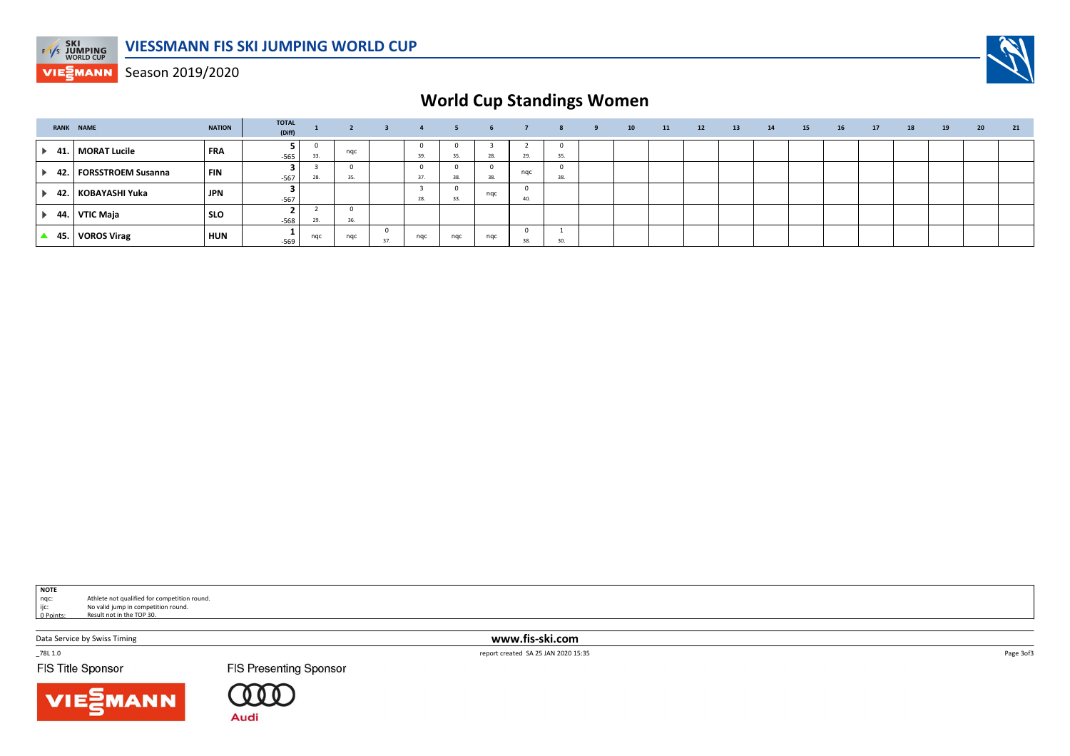# VIESSMANN FIS SKI JUMPING WORLD CUP

Season 2019/2020

## World Cup Standings Women

| | RANK | NAME | NATION | TOTAL (Diff) | 1 | 2 | 3 | 4 | 5 | 6 | 7 | 8 | 9 | 10 | 11 | 12 | 13 | 14 | 15 | 16 | 17 | 18 | 19 | 20 | 21 |
|---|---|---|---|---|---|---|---|---|---|---|---|---|---|---|---|---|---|---|---|---|---|---|---|---|---|
| ▶ | 41. | MORAT Lucile | FRA | 5 -565 | 0 33. | nqc | | 0 39. | 0 35. | 3 28. | 2 29. | 0 35. | | | | | | | | | | | | | |
| ▶ | 42. | FORSSTROEM Susanna | FIN | 3 -567 | 3 28. | 0 35. | | 0 37. | 0 38. | 0 38. | nqc | 0 38. | | | | | | | | | | | | | |
| ▶ | 42. | KOBAYASHI Yuka | JPN | 3 -567 | | | | 3 28. | 0 33. | nqc | 0 40. | | | | | | | | | | | | | | |
| ▶ | 44. | VTIC Maja | SLO | 2 -568 | 2 29. | 0 36. | | | | | | | | | | | | | | | | | | | |
| ▲ | 45. | VOROS Virag | HUN | 1 -569 | nqc | nqc | 0 37. | nqc | nqc | nqc | 0 38. | 1 30. | | | | | | | | | | | | | |

**NOTE**

nqc: Athlete not qualified for competition round.
ijc: No valid jump in competition round.
0 Points: Result not in the TOP 30.

Data Service by Swiss Timing

www.fis-ski.com

_78L 1.0

report created SA 25 JAN 2020 15:35

FIS Title Sponsor

FIS Presenting Sponsor